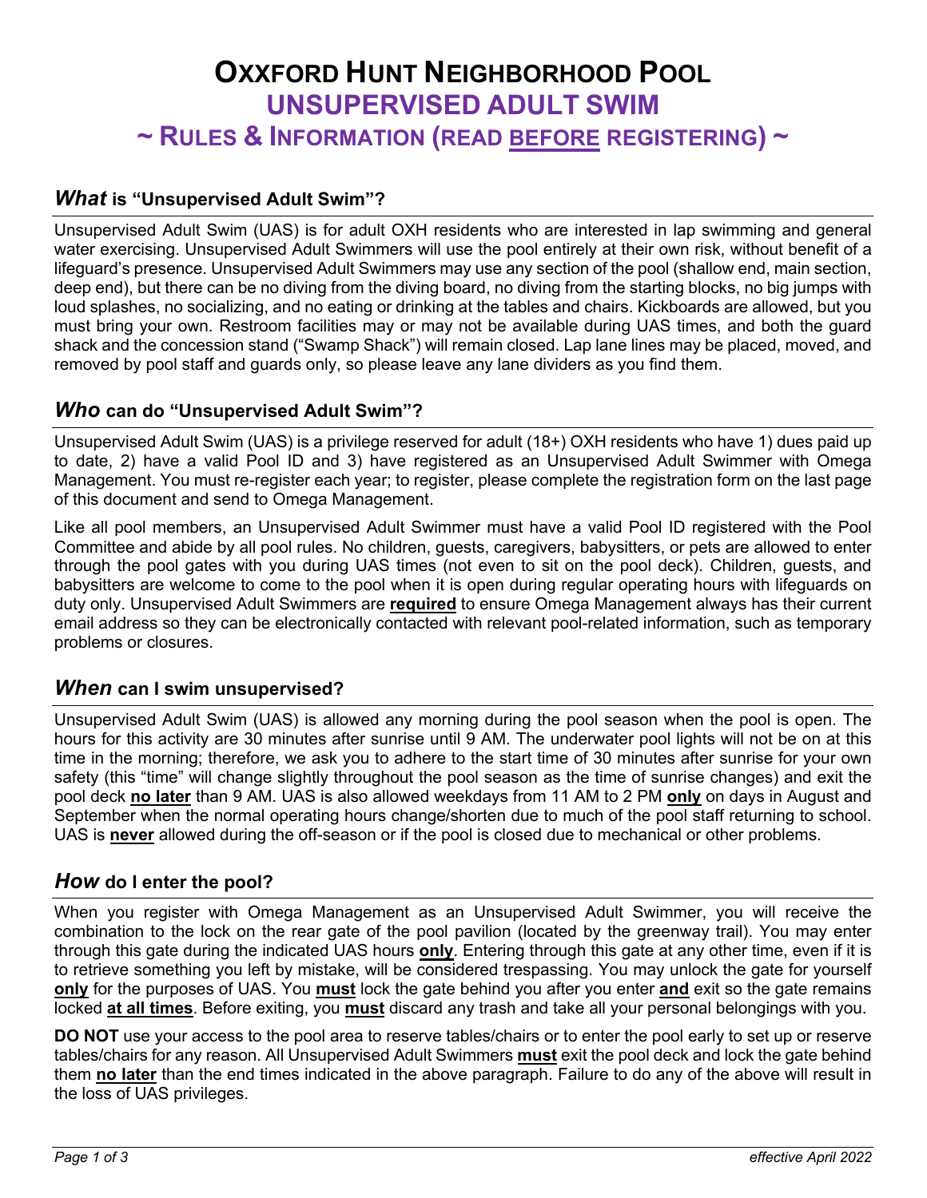# Oxxford Hunt Neighborhood Pool

## UNSUPERVISED ADULT SWIM

## ~ Rules & Information (read **before** registering) ~

### *What* is "Unsupervised Adult Swim"?

Unsupervised Adult Swim (UAS) is for adult OXH residents who are interested in lap swimming and general water exercising. Unsupervised Adult Swimmers will use the pool entirely at their own risk, without benefit of a lifeguard's presence. Unsupervised Adult Swimmers may use any section of the pool (shallow end, main section, deep end), but there can be no diving from the diving board, no diving from the starting blocks, no big jumps with loud splashes, no socializing, and no eating or drinking at the tables and chairs. Kickboards are allowed, but you must bring your own. Restroom facilities may or may not be available during UAS times, and both the guard shack and the concession stand ("Swamp Shack") will remain closed. Lap lane lines may be placed, moved, and removed by pool staff and guards only, so please leave any lane dividers as you find them.

### *Who* can do "Unsupervised Adult Swim"?

Unsupervised Adult Swim (UAS) is a privilege reserved for adult (18+) OXH residents who have 1) dues paid up to date, 2) have a valid Pool ID and 3) have registered as an Unsupervised Adult Swimmer with Omega Management. You must re-register each year; to register, please complete the registration form on the last page of this document and send to Omega Management.

Like all pool members, an Unsupervised Adult Swimmer must have a valid Pool ID registered with the Pool Committee and abide by all pool rules. No children, guests, caregivers, babysitters, or pets are allowed to enter through the pool gates with you during UAS times (not even to sit on the pool deck). Children, guests, and babysitters are welcome to come to the pool when it is open during regular operating hours with lifeguards on duty only. Unsupervised Adult Swimmers are **required** to ensure Omega Management always has their current email address so they can be electronically contacted with relevant pool-related information, such as temporary problems or closures.

### *When* can I swim unsupervised?

Unsupervised Adult Swim (UAS) is allowed any morning during the pool season when the pool is open. The hours for this activity are 30 minutes after sunrise until 9 AM. The underwater pool lights will not be on at this time in the morning; therefore, we ask you to adhere to the start time of 30 minutes after sunrise for your own safety (this "time" will change slightly throughout the pool season as the time of sunrise changes) and exit the pool deck **no later** than 9 AM. UAS is also allowed weekdays from 11 AM to 2 PM **only** on days in August and September when the normal operating hours change/shorten due to much of the pool staff returning to school. UAS is **never** allowed during the off-season or if the pool is closed due to mechanical or other problems.

### *How* do I enter the pool?

When you register with Omega Management as an Unsupervised Adult Swimmer, you will receive the combination to the lock on the rear gate of the pool pavilion (located by the greenway trail). You may enter through this gate during the indicated UAS hours **only**. Entering through this gate at any other time, even if it is to retrieve something you left by mistake, will be considered trespassing. You may unlock the gate for yourself **only** for the purposes of UAS. You **must** lock the gate behind you after you enter **and** exit so the gate remains locked **at all times**. Before exiting, you **must** discard any trash and take all your personal belongings with you.

**DO NOT** use your access to the pool area to reserve tables/chairs or to enter the pool early to set up or reserve tables/chairs for any reason. All Unsupervised Adult Swimmers **must** exit the pool deck and lock the gate behind them **no later** than the end times indicated in the above paragraph. Failure to do any of the above will result in the loss of UAS privileges.

*effective April 2022*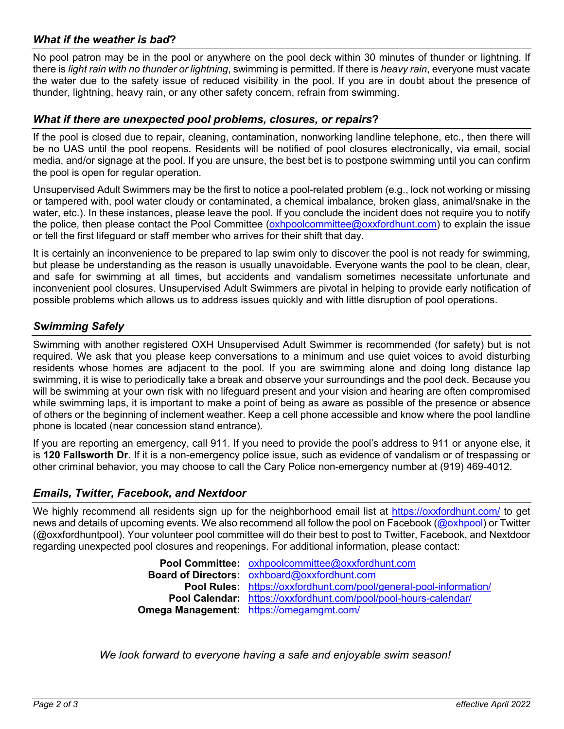### *What if the weather is bad?*

No pool patron may be in the pool or anywhere on the pool deck within 30 minutes of thunder or lightning. If there is *light rain with no thunder or lightning*, swimming is permitted. If there is *heavy rain*, everyone must vacate the water due to the safety issue of reduced visibility in the pool. If you are in doubt about the presence of thunder, lightning, heavy rain, or any other safety concern, refrain from swimming.

### *What if there are unexpected pool problems, closures, or repairs?*

If the pool is closed due to repair, cleaning, contamination, nonworking landline telephone, etc., then there will be no UAS until the pool reopens. Residents will be notified of pool closures electronically, via email, social media, and/or signage at the pool. If you are unsure, the best bet is to postpone swimming until you can confirm the pool is open for regular operation.

Unsupervised Adult Swimmers may be the first to notice a pool-related problem (e.g., lock not working or missing or tampered with, pool water cloudy or contaminated, a chemical imbalance, broken glass, animal/snake in the water, etc.). In these instances, please leave the pool. If you conclude the incident does not require you to notify the police, then please contact the Pool Committee (oxhpoolcommittee@oxxfordhunt.com) to explain the issue or tell the first lifeguard or staff member who arrives for their shift that day.

It is certainly an inconvenience to be prepared to lap swim only to discover the pool is not ready for swimming, but please be understanding as the reason is usually unavoidable. Everyone wants the pool to be clean, clear, and safe for swimming at all times, but accidents and vandalism sometimes necessitate unfortunate and inconvenient pool closures. Unsupervised Adult Swimmers are pivotal in helping to provide early notification of possible problems which allows us to address issues quickly and with little disruption of pool operations.

### *Swimming Safely*

Swimming with another registered OXH Unsupervised Adult Swimmer is recommended (for safety) but is not required. We ask that you please keep conversations to a minimum and use quiet voices to avoid disturbing residents whose homes are adjacent to the pool. If you are swimming alone and doing long distance lap swimming, it is wise to periodically take a break and observe your surroundings and the pool deck. Because you will be swimming at your own risk with no lifeguard present and your vision and hearing are often compromised while swimming laps, it is important to make a point of being as aware as possible of the presence or absence of others or the beginning of inclement weather. Keep a cell phone accessible and know where the pool landline phone is located (near concession stand entrance).

If you are reporting an emergency, call 911. If you need to provide the pool's address to 911 or anyone else, it is **120 Fallsworth Dr**. If it is a non-emergency police issue, such as evidence of vandalism or of trespassing or other criminal behavior, you may choose to call the Cary Police non-emergency number at (919) 469-4012.

### *Emails, Twitter, Facebook, and Nextdoor*

We highly recommend all residents sign up for the neighborhood email list at https://oxxfordhunt.com/ to get news and details of upcoming events. We also recommend all follow the pool on Facebook (@oxhpool) or Twitter (@oxxfordhuntpool). Your volunteer pool committee will do their best to post to Twitter, Facebook, and Nextdoor regarding unexpected pool closures and reopenings. For additional information, please contact:

**Pool Committee:** oxhpoolcommittee@oxxfordhunt.com
**Board of Directors:** oxhboard@oxxfordhunt.com
**Pool Rules:** https://oxxfordhunt.com/pool/general-pool-information/
**Pool Calendar:** https://oxxfordhunt.com/pool/pool-hours-calendar/
**Omega Management:** https://omegamgmt.com/

*We look forward to everyone having a safe and enjoyable swim season!*

*effective April 2022*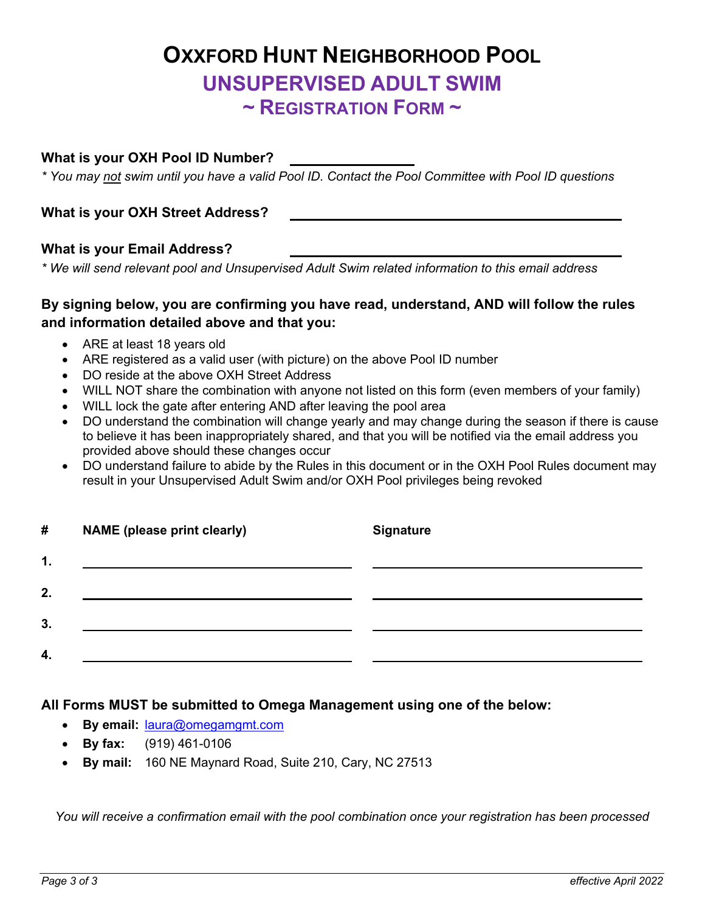# OXXFORD HUNT NEIGHBORHOOD POOL

## UNSUPERVISED ADULT SWIM

### ~ REGISTRATION FORM ~

**What is your OXH Pool ID Number?** ________________

*\* You may not swim until you have a valid Pool ID. Contact the Pool Committee with Pool ID questions*

**What is your OXH Street Address?** ________________________________________

**What is your Email Address?** ________________________________________

*\* We will send relevant pool and Unsupervised Adult Swim related information to this email address*

**By signing below, you are confirming you have read, understand, AND will follow the rules and information detailed above and that you:**

- ARE at least 18 years old
- ARE registered as a valid user (with picture) on the above Pool ID number
- DO reside at the above OXH Street Address
- WILL NOT share the combination with anyone not listed on this form (even members of your family)
- WILL lock the gate after entering AND after leaving the pool area
- DO understand the combination will change yearly and may change during the season if there is cause to believe it has been inappropriately shared, and that you will be notified via the email address you provided above should these changes occur
- DO understand failure to abide by the Rules in this document or in the OXH Pool Rules document may result in your Unsupervised Adult Swim and/or OXH Pool privileges being revoked

| # | NAME (please print clearly) | Signature |
|---|---|---|
| 1. | | |
| 2. | | |
| 3. | | |
| 4. | | |

**All Forms MUST be submitted to Omega Management using one of the below:**

- **By email:** laura@omegamgmt.com
- **By fax:** (919) 461-0106
- **By mail:** 160 NE Maynard Road, Suite 210, Cary, NC 27513

*You will receive a confirmation email with the pool combination once your registration has been processed*

*effective April 2022*